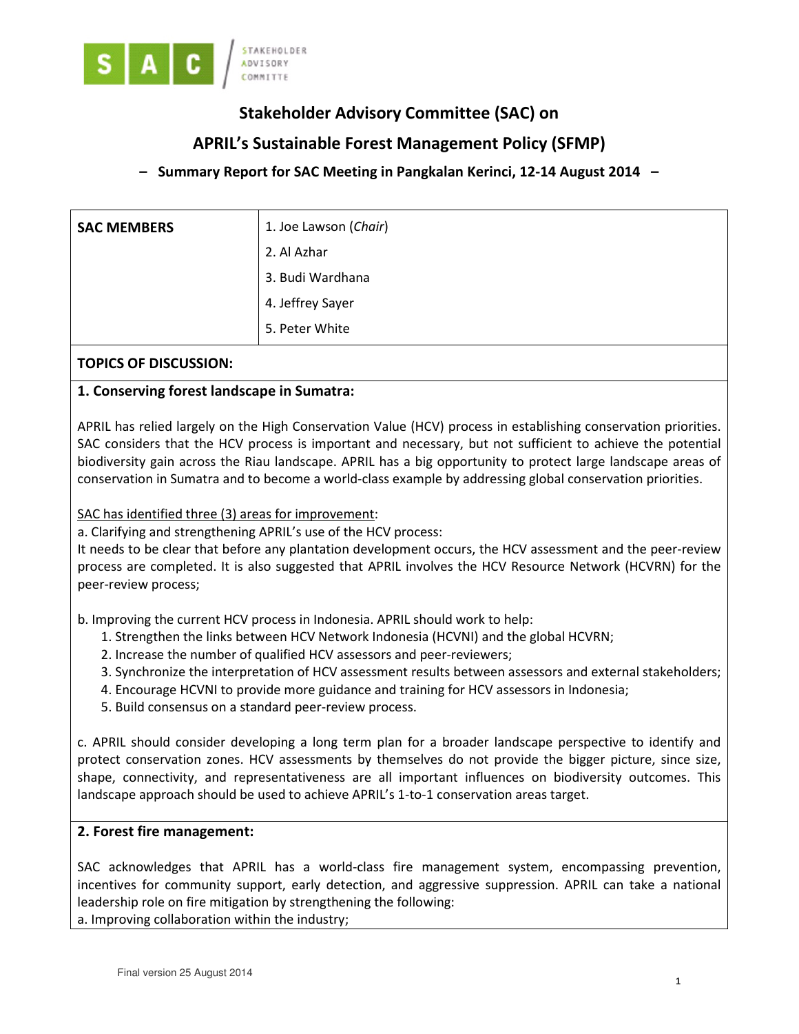# Stakeholder Advisory Committee (SAC) on

# APRIL's Sustainable Forest Management Policy (SFMP)

### – Summary Report for SAC Meeting in Pangkalan Kerinci, 12-14 August 2014 –

| **SAC MEMBERS** | 1. Joe Lawson (*Chair*) |
|---|---|
| | 2. Al Azhar |
| | 3. Budi Wardhana |
| | 4. Jeffrey Sayer |
| | 5. Peter White |

**TOPICS OF DISCUSSION:**

**1. Conserving forest landscape in Sumatra:**

APRIL has relied largely on the High Conservation Value (HCV) process in establishing conservation priorities. SAC considers that the HCV process is important and necessary, but not sufficient to achieve the potential biodiversity gain across the Riau landscape. APRIL has a big opportunity to protect large landscape areas of conservation in Sumatra and to become a world-class example by addressing global conservation priorities.

SAC has identified three (3) areas for improvement:

a. Clarifying and strengthening APRIL's use of the HCV process:
It needs to be clear that before any plantation development occurs, the HCV assessment and the peer-review process are completed. It is also suggested that APRIL involves the HCV Resource Network (HCVRN) for the peer-review process;

b. Improving the current HCV process in Indonesia. APRIL should work to help:

1. Strengthen the links between HCV Network Indonesia (HCVNI) and the global HCVRN;
2. Increase the number of qualified HCV assessors and peer-reviewers;
3. Synchronize the interpretation of HCV assessment results between assessors and external stakeholders;
4. Encourage HCVNI to provide more guidance and training for HCV assessors in Indonesia;
5. Build consensus on a standard peer-review process.

c. APRIL should consider developing a long term plan for a broader landscape perspective to identify and protect conservation zones. HCV assessments by themselves do not provide the bigger picture, since size, shape, connectivity, and representativeness are all important influences on biodiversity outcomes. This landscape approach should be used to achieve APRIL's 1-to-1 conservation areas target.

**2. Forest fire management:**

SAC acknowledges that APRIL has a world-class fire management system, encompassing prevention, incentives for community support, early detection, and aggressive suppression. APRIL can take a national leadership role on fire mitigation by strengthening the following:

a. Improving collaboration within the industry;

Final version 25 August 2014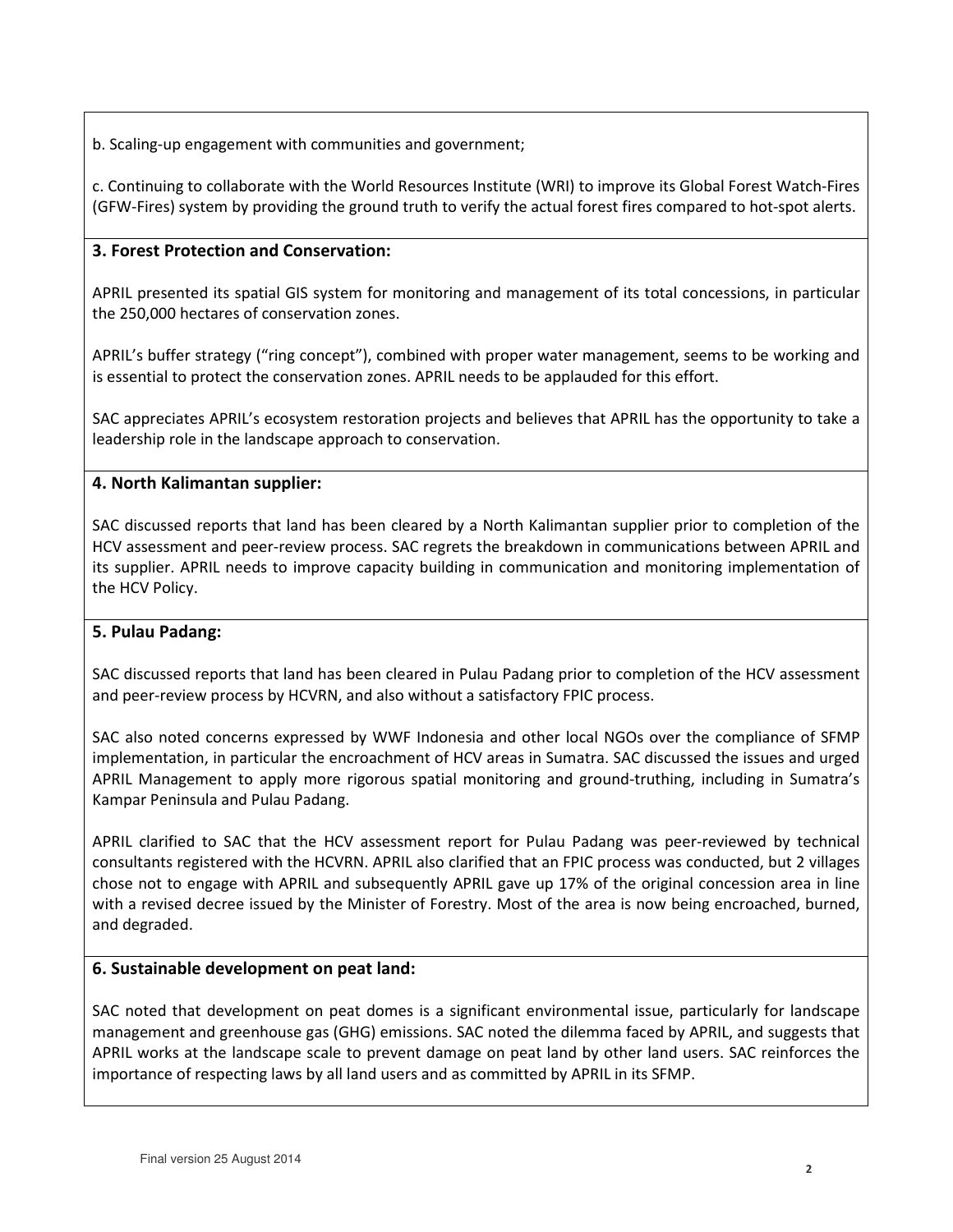b. Scaling-up engagement with communities and government;

c. Continuing to collaborate with the World Resources Institute (WRI) to improve its Global Forest Watch-Fires (GFW-Fires) system by providing the ground truth to verify the actual forest fires compared to hot-spot alerts.

**3. Forest Protection and Conservation:**

APRIL presented its spatial GIS system for monitoring and management of its total concessions, in particular the 250,000 hectares of conservation zones.

APRIL's buffer strategy ("ring concept"), combined with proper water management, seems to be working and is essential to protect the conservation zones. APRIL needs to be applauded for this effort.

SAC appreciates APRIL's ecosystem restoration projects and believes that APRIL has the opportunity to take a leadership role in the landscape approach to conservation.

**4. North Kalimantan supplier:**

SAC discussed reports that land has been cleared by a North Kalimantan supplier prior to completion of the HCV assessment and peer-review process. SAC regrets the breakdown in communications between APRIL and its supplier. APRIL needs to improve capacity building in communication and monitoring implementation of the HCV Policy.

**5. Pulau Padang:**

SAC discussed reports that land has been cleared in Pulau Padang prior to completion of the HCV assessment and peer-review process by HCVRN, and also without a satisfactory FPIC process.

SAC also noted concerns expressed by WWF Indonesia and other local NGOs over the compliance of SFMP implementation, in particular the encroachment of HCV areas in Sumatra. SAC discussed the issues and urged APRIL Management to apply more rigorous spatial monitoring and ground-truthing, including in Sumatra's Kampar Peninsula and Pulau Padang.

APRIL clarified to SAC that the HCV assessment report for Pulau Padang was peer-reviewed by technical consultants registered with the HCVRN. APRIL also clarified that an FPIC process was conducted, but 2 villages chose not to engage with APRIL and subsequently APRIL gave up 17% of the original concession area in line with a revised decree issued by the Minister of Forestry. Most of the area is now being encroached, burned, and degraded.

**6. Sustainable development on peat land:**

SAC noted that development on peat domes is a significant environmental issue, particularly for landscape management and greenhouse gas (GHG) emissions. SAC noted the dilemma faced by APRIL, and suggests that APRIL works at the landscape scale to prevent damage on peat land by other land users. SAC reinforces the importance of respecting laws by all land users and as committed by APRIL in its SFMP.

Final version 25 August 2014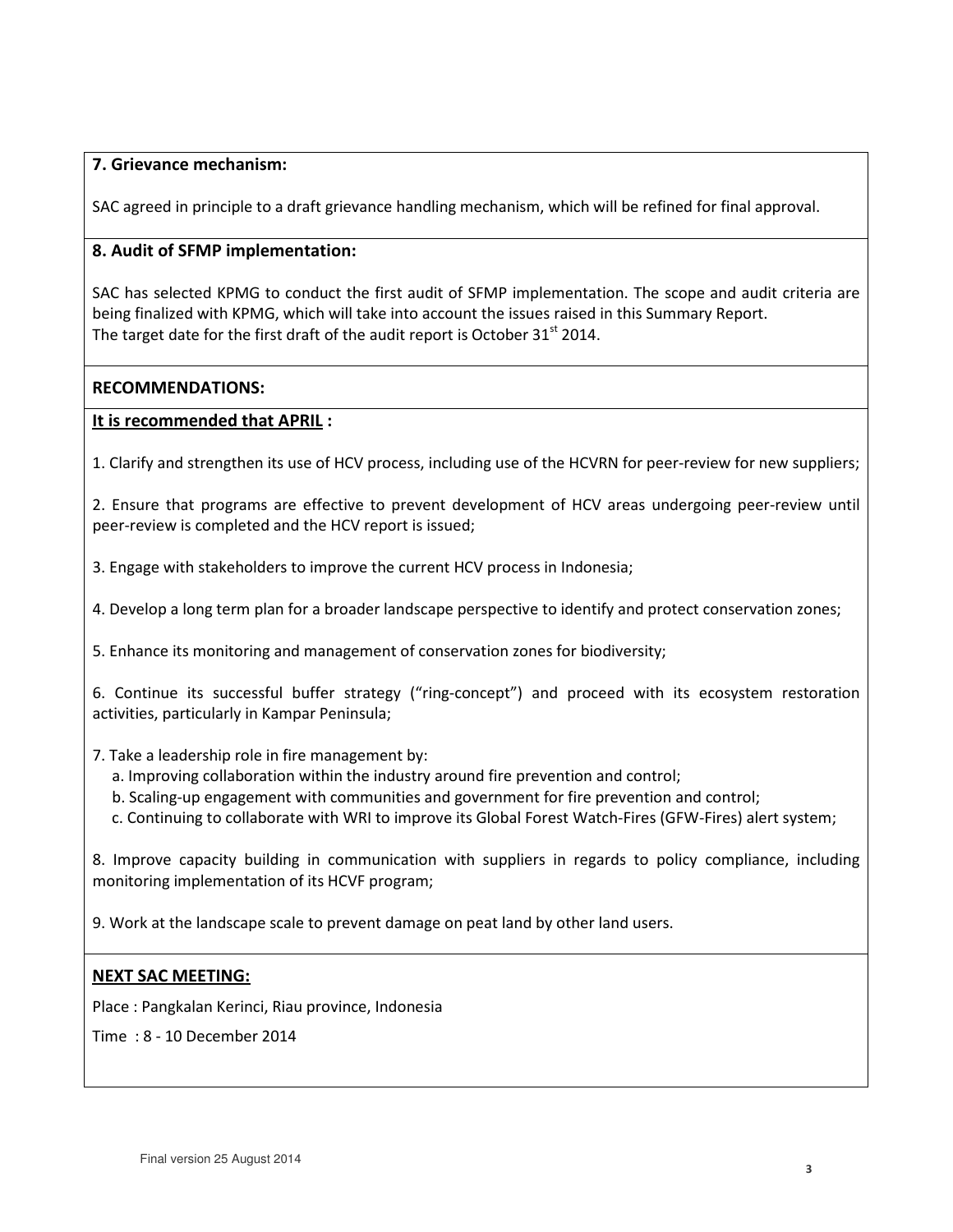**7. Grievance mechanism:**

SAC agreed in principle to a draft grievance handling mechanism, which will be refined for final approval.

**8. Audit of SFMP implementation:**

SAC has selected KPMG to conduct the first audit of SFMP implementation. The scope and audit criteria are being finalized with KPMG, which will take into account the issues raised in this Summary Report.
The target date for the first draft of the audit report is October 31st 2014.

**RECOMMENDATIONS:**

**It is recommended that APRIL :**

1. Clarify and strengthen its use of HCV process, including use of the HCVRN for peer-review for new suppliers;

2. Ensure that programs are effective to prevent development of HCV areas undergoing peer-review until peer-review is completed and the HCV report is issued;

3. Engage with stakeholders to improve the current HCV process in Indonesia;

4. Develop a long term plan for a broader landscape perspective to identify and protect conservation zones;

5. Enhance its monitoring and management of conservation zones for biodiversity;

6. Continue its successful buffer strategy ("ring-concept") and proceed with its ecosystem restoration activities, particularly in Kampar Peninsula;

7. Take a leadership role in fire management by:
   a. Improving collaboration within the industry around fire prevention and control;
   b. Scaling-up engagement with communities and government for fire prevention and control;
   c. Continuing to collaborate with WRI to improve its Global Forest Watch-Fires (GFW-Fires) alert system;

8. Improve capacity building in communication with suppliers in regards to policy compliance, including monitoring implementation of its HCVF program;

9. Work at the landscape scale to prevent damage on peat land by other land users.

**NEXT SAC MEETING:**

Place : Pangkalan Kerinci, Riau province, Indonesia

Time : 8 - 10 December 2014

Final version 25 August 2014